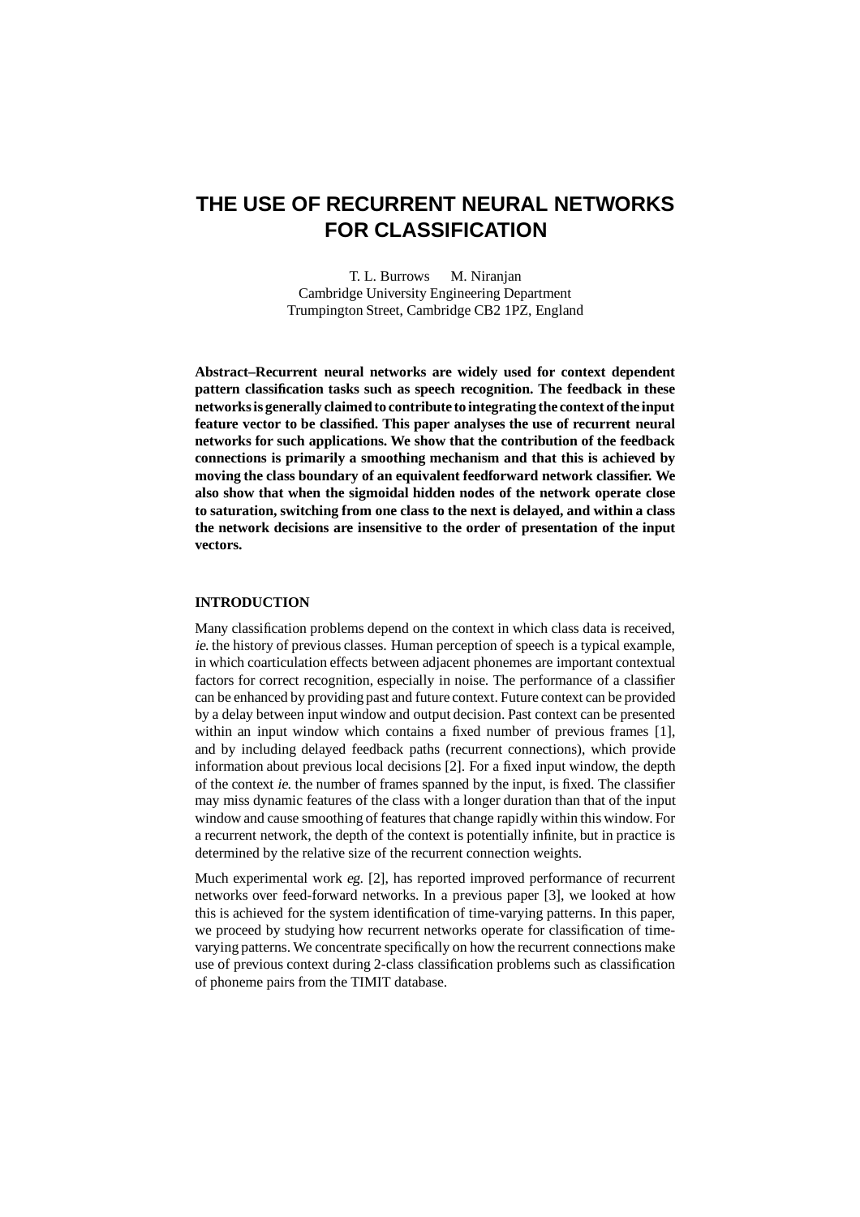# THE USE OF RECURRENT NEURAL NETWORKS FOR CLASSIFICATION

T. L. Burrows M. Niranjan
Cambridge University Engineering Department
Trumpington Street, Cambridge CB2 1PZ, England

**Abstract–Recurrent neural networks are widely used for context dependent pattern classification tasks such as speech recognition. The feedback in these networks is generally claimed to contribute to integrating the context of the input feature vector to be classified. This paper analyses the use of recurrent neural networks for such applications. We show that the contribution of the feedback connections is primarily a smoothing mechanism and that this is achieved by moving the class boundary of an equivalent feedforward network classifier. We also show that when the sigmoidal hidden nodes of the network operate close to saturation, switching from one class to the next is delayed, and within a class the network decisions are insensitive to the order of presentation of the input vectors.**

## INTRODUCTION

Many classification problems depend on the context in which class data is received, *ie.* the history of previous classes. Human perception of speech is a typical example, in which coarticulation effects between adjacent phonemes are important contextual factors for correct recognition, especially in noise. The performance of a classifier can be enhanced by providing past and future context. Future context can be provided by a delay between input window and output decision. Past context can be presented within an input window which contains a fixed number of previous frames [1], and by including delayed feedback paths (recurrent connections), which provide information about previous local decisions [2]. For a fixed input window, the depth of the context *ie.* the number of frames spanned by the input, is fixed. The classifier may miss dynamic features of the class with a longer duration than that of the input window and cause smoothing of features that change rapidly within this window. For a recurrent network, the depth of the context is potentially infinite, but in practice is determined by the relative size of the recurrent connection weights.

Much experimental work *eg.* [2], has reported improved performance of recurrent networks over feed-forward networks. In a previous paper [3], we looked at how this is achieved for the system identification of time-varying patterns. In this paper, we proceed by studying how recurrent networks operate for classification of time-varying patterns. We concentrate specifically on how the recurrent connections make use of previous context during 2-class classification problems such as classification of phoneme pairs from the TIMIT database.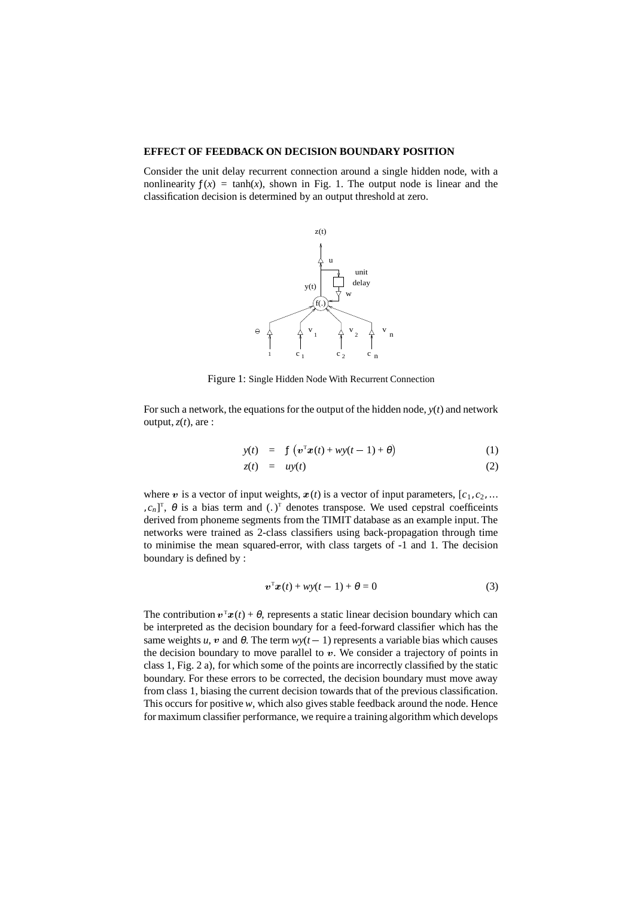## EFFECT OF FEEDBACK ON DECISION BOUNDARY POSITION

Consider the unit delay recurrent connection around a single hidden node, with a nonlinearity $f(x) = \tanh(x)$, shown in Fig. 1. The output node is linear and the classification decision is determined by an output threshold at zero.

Figure 1: Single Hidden Node With Recurrent Connection

For such a network, the equations for the output of the hidden node, $y(t)$ and network output, $z(t)$, are :

$$y(t) = f\left(\boldsymbol{v}^{\mathrm{T}}\boldsymbol{x}(t) + wy(t-1) + \theta\right) \quad (1)$$

$$z(t) = uy(t) \quad (2)$$

where $\boldsymbol{v}$ is a vector of input weights, $\boldsymbol{x}(t)$ is a vector of input parameters, $[c_1, c_2, \dots, c_n]^{\mathrm{T}}$, $\theta$ is a bias term and $(.)^{\mathrm{T}}$ denotes transpose. We used cepstral coefficeints derived from phoneme segments from the TIMIT database as an example input. The networks were trained as 2-class classifiers using back-propagation through time to minimise the mean squared-error, with class targets of -1 and 1. The decision boundary is defined by :

$$\boldsymbol{v}^{\mathrm{T}}\boldsymbol{x}(t) + wy(t-1) + \theta = 0 \quad (3)$$

The contribution $\boldsymbol{v}^{\mathrm{T}}\boldsymbol{x}(t) + \theta$, represents a static linear decision boundary which can be interpreted as the decision boundary for a feed-forward classifier which has the same weights $u$, $\boldsymbol{v}$ and $\theta$. The term $wy(t-1)$ represents a variable bias which causes the decision boundary to move parallel to $\boldsymbol{v}$. We consider a trajectory of points in class 1, Fig. 2 a), for which some of the points are incorrectly classified by the static boundary. For these errors to be corrected, the decision boundary must move away from class 1, biasing the current decision towards that of the previous classification. This occurs for positive $w$, which also gives stable feedback around the node. Hence for maximum classifier performance, we require a training algorithm which develops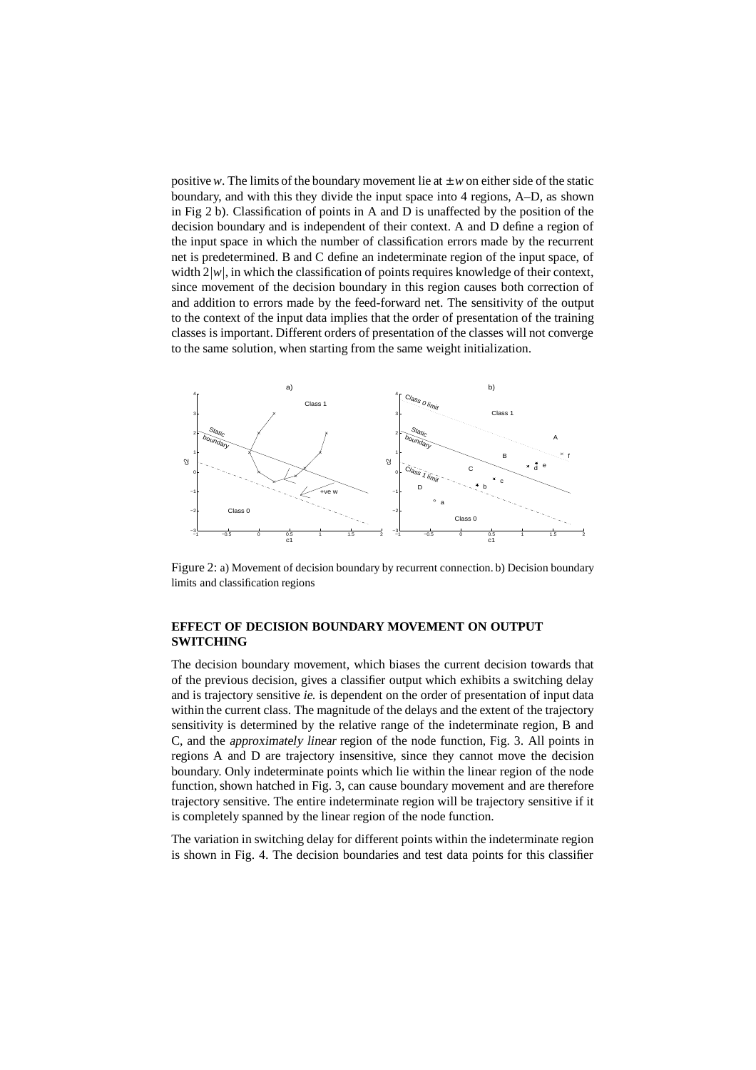positive $w$. The limits of the boundary movement lie at $\pm w$ on either side of the static boundary, and with this they divide the input space into 4 regions, A–D, as shown in Fig 2 b). Classification of points in A and D is unaffected by the position of the decision boundary and is independent of their context. A and D define a region of the input space in which the number of classification errors made by the recurrent net is predetermined. B and C define an indeterminate region of the input space, of width $2|w|$, in which the classification of points requires knowledge of their context, since movement of the decision boundary in this region causes both correction of and addition to errors made by the feed-forward net. The sensitivity of the output to the context of the input data implies that the order of presentation of the training classes is important. Different orders of presentation of the classes will not converge to the same solution, when starting from the same weight initialization.

Figure 2: a) Movement of decision boundary by recurrent connection. b) Decision boundary limits and classification regions

## EFFECT OF DECISION BOUNDARY MOVEMENT ON OUTPUT SWITCHING

The decision boundary movement, which biases the current decision towards that of the previous decision, gives a classifier output which exhibits a switching delay and is trajectory sensitive *ie.* is dependent on the order of presentation of input data within the current class. The magnitude of the delays and the extent of the trajectory sensitivity is determined by the relative range of the indeterminate region, B and C, and the *approximately linear* region of the node function, Fig. 3. All points in regions A and D are trajectory insensitive, since they cannot move the decision boundary. Only indeterminate points which lie within the linear region of the node function, shown hatched in Fig. 3, can cause boundary movement and are therefore trajectory sensitive. The entire indeterminate region will be trajectory sensitive if it is completely spanned by the linear region of the node function.

The variation in switching delay for different points within the indeterminate region is shown in Fig. 4. The decision boundaries and test data points for this classifier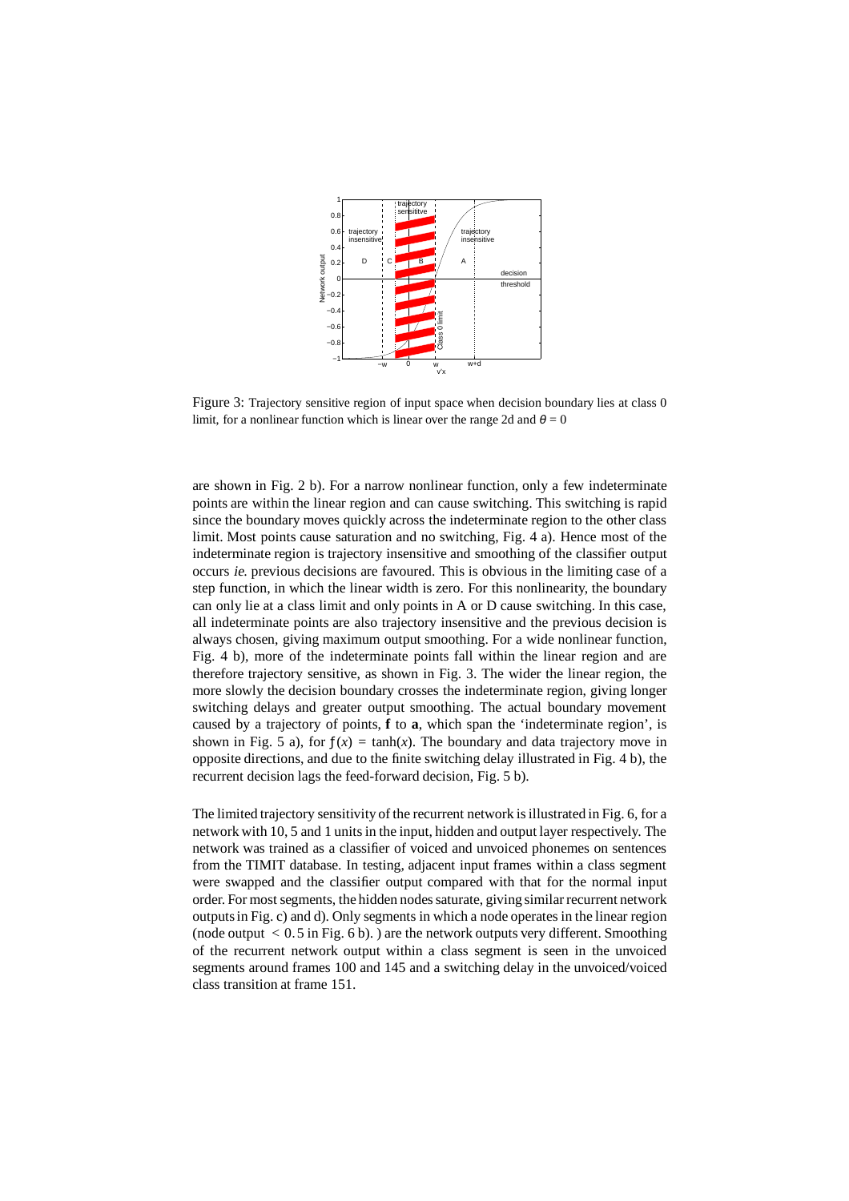Figure 3: Trajectory sensitive region of input space when decision boundary lies at class 0 limit, for a nonlinear function which is linear over the range 2d and $\theta = 0$

are shown in Fig. 2 b). For a narrow nonlinear function, only a few indeterminate points are within the linear region and can cause switching. This switching is rapid since the boundary moves quickly across the indeterminate region to the other class limit. Most points cause saturation and no switching, Fig. 4 a). Hence most of the indeterminate region is trajectory insensitive and smoothing of the classifier output occurs *ie*. previous decisions are favoured. This is obvious in the limiting case of a step function, in which the linear width is zero. For this nonlinearity, the boundary can only lie at a class limit and only points in A or D cause switching. In this case, all indeterminate points are also trajectory insensitive and the previous decision is always chosen, giving maximum output smoothing. For a wide nonlinear function, Fig. 4 b), more of the indeterminate points fall within the linear region and are therefore trajectory sensitive, as shown in Fig. 3. The wider the linear region, the more slowly the decision boundary crosses the indeterminate region, giving longer switching delays and greater output smoothing. The actual boundary movement caused by a trajectory of points, **f** to **a**, which span the 'indeterminate region', is shown in Fig. 5 a), for $f(x) = \tanh(x)$. The boundary and data trajectory move in opposite directions, and due to the finite switching delay illustrated in Fig. 4 b), the recurrent decision lags the feed-forward decision, Fig. 5 b).

The limited trajectory sensitivity of the recurrent network is illustrated in Fig. 6, for a network with 10, 5 and 1 units in the input, hidden and output layer respectively. The network was trained as a classifier of voiced and unvoiced phonemes on sentences from the TIMIT database. In testing, adjacent input frames within a class segment were swapped and the classifier output compared with that for the normal input order. For most segments, the hidden nodes saturate, giving similar recurrent network outputs in Fig. c) and d). Only segments in which a node operates in the linear region (node output $< 0.5$ in Fig. 6 b). ) are the network outputs very different. Smoothing of the recurrent network output within a class segment is seen in the unvoiced segments around frames 100 and 145 and a switching delay in the unvoiced/voiced class transition at frame 151.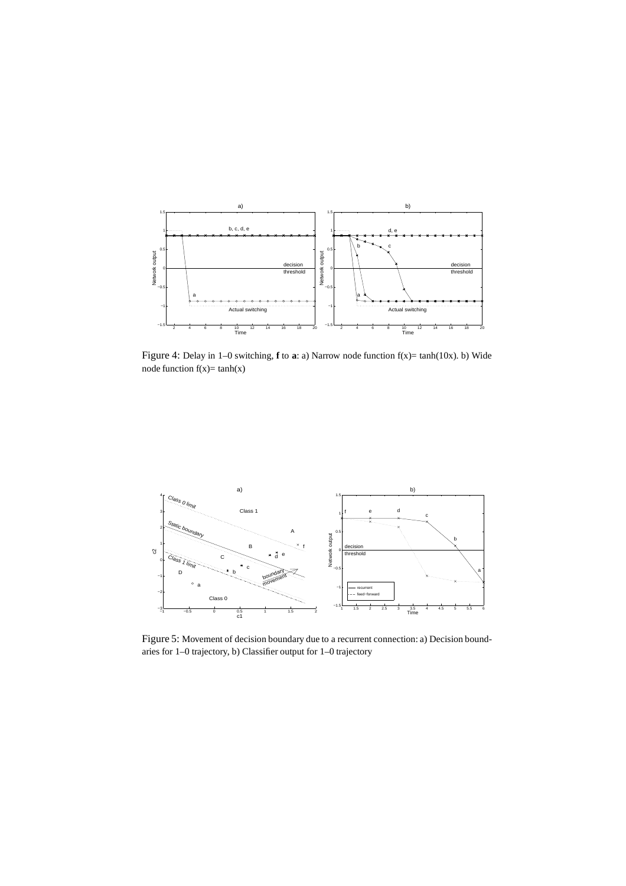Figure 4: Delay in 1–0 switching, **f** to **a**: a) Narrow node function f(x)= tanh(10x). b) Wide node function f(x)= tanh(x)

Figure 5: Movement of decision boundary due to a recurrent connection: a) Decision boundaries for 1–0 trajectory, b) Classifier output for 1–0 trajectory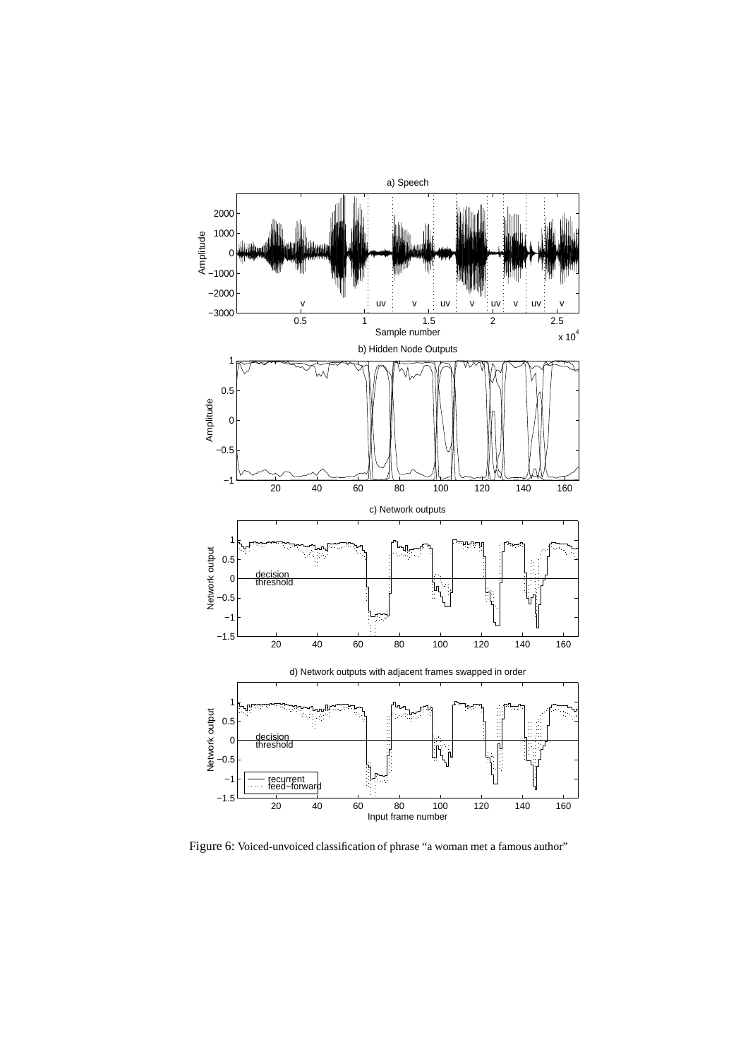Figure 6: Voiced-unvoiced classification of phrase “a woman met a famous author”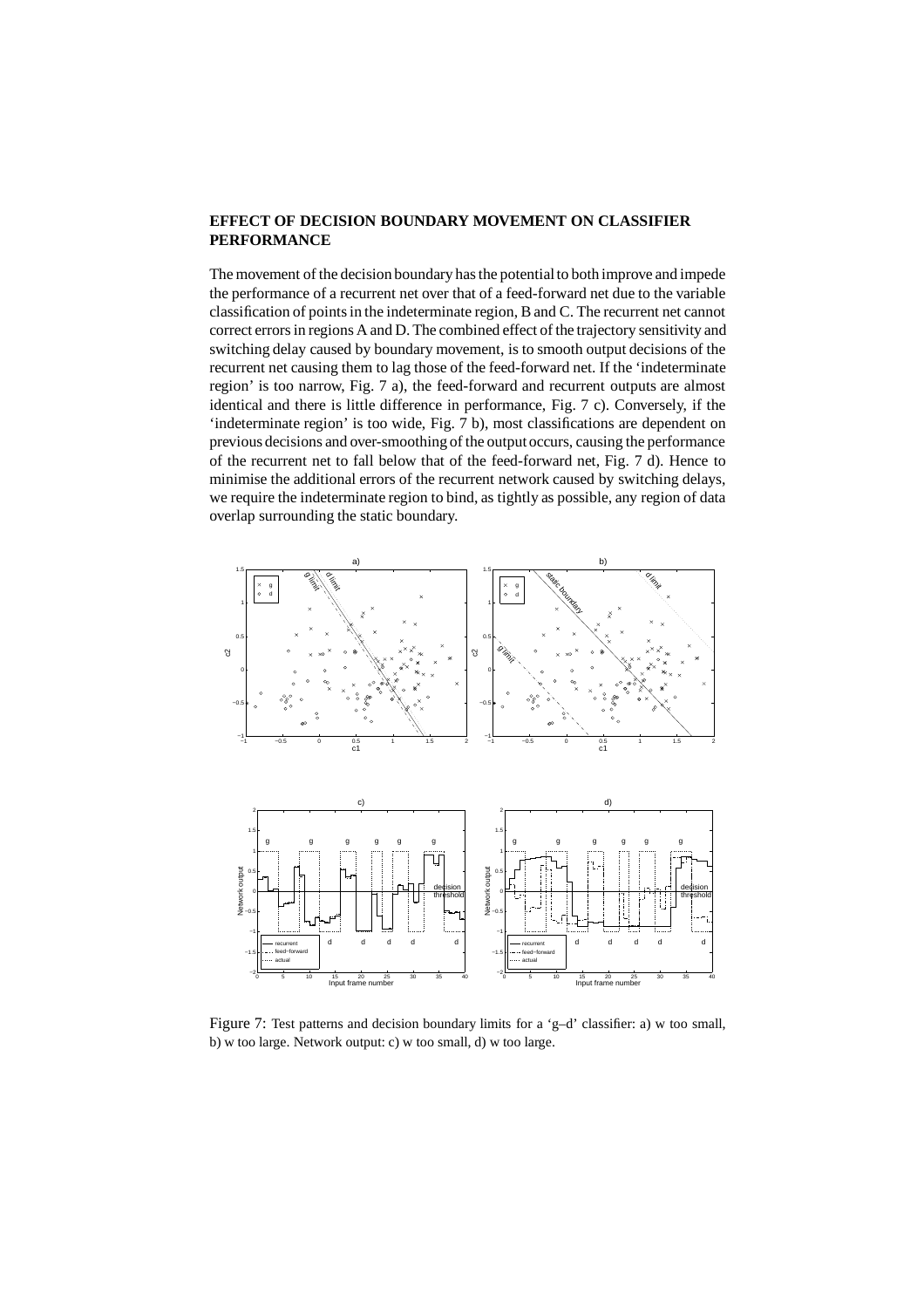## EFFECT OF DECISION BOUNDARY MOVEMENT ON CLASSIFIER PERFORMANCE

The movement of the decision boundary has the potential to both improve and impede the performance of a recurrent net over that of a feed-forward net due to the variable classification of points in the indeterminate region, B and C. The recurrent net cannot correct errors in regions A and D. The combined effect of the trajectory sensitivity and switching delay caused by boundary movement, is to smooth output decisions of the recurrent net causing them to lag those of the feed-forward net. If the 'indeterminate region' is too narrow, Fig. 7 a), the feed-forward and recurrent outputs are almost identical and there is little difference in performance, Fig. 7 c). Conversely, if the 'indeterminate region' is too wide, Fig. 7 b), most classifications are dependent on previous decisions and over-smoothing of the output occurs, causing the performance of the recurrent net to fall below that of the feed-forward net, Fig. 7 d). Hence to minimise the additional errors of the recurrent network caused by switching delays, we require the indeterminate region to bind, as tightly as possible, any region of data overlap surrounding the static boundary.

Figure 7: Test patterns and decision boundary limits for a 'g–d' classifier: a) w too small, b) w too large. Network output: c) w too small, d) w too large.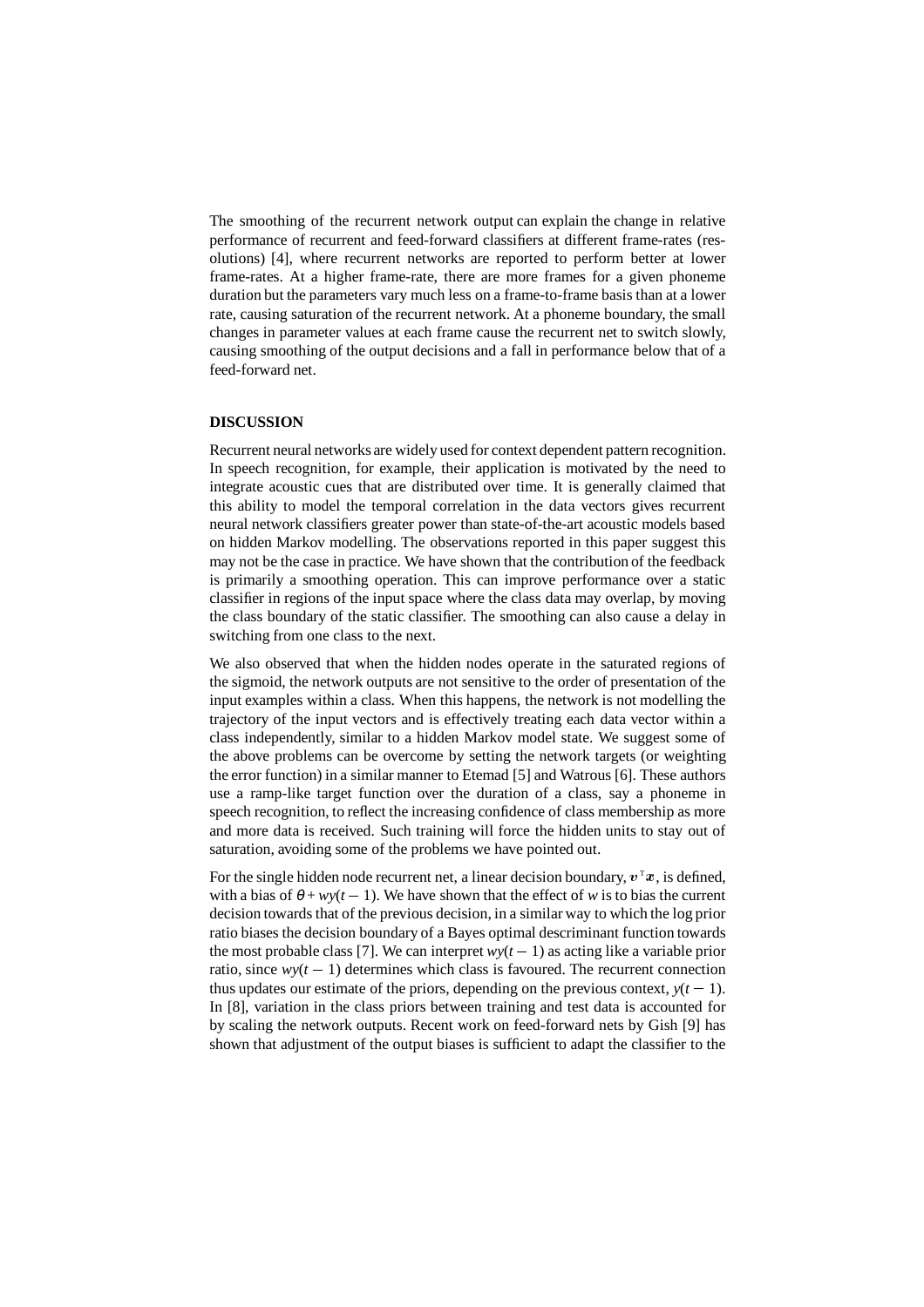The smoothing of the recurrent network output can explain the change in relative performance of recurrent and feed-forward classifiers at different frame-rates (resolutions) [4], where recurrent networks are reported to perform better at lower frame-rates. At a higher frame-rate, there are more frames for a given phoneme duration but the parameters vary much less on a frame-to-frame basis than at a lower rate, causing saturation of the recurrent network. At a phoneme boundary, the small changes in parameter values at each frame cause the recurrent net to switch slowly, causing smoothing of the output decisions and a fall in performance below that of a feed-forward net.

## DISCUSSION

Recurrent neural networks are widely used for context dependent pattern recognition. In speech recognition, for example, their application is motivated by the need to integrate acoustic cues that are distributed over time. It is generally claimed that this ability to model the temporal correlation in the data vectors gives recurrent neural network classifiers greater power than state-of-the-art acoustic models based on hidden Markov modelling. The observations reported in this paper suggest this may not be the case in practice. We have shown that the contribution of the feedback is primarily a smoothing operation. This can improve performance over a static classifier in regions of the input space where the class data may overlap, by moving the class boundary of the static classifier. The smoothing can also cause a delay in switching from one class to the next.

We also observed that when the hidden nodes operate in the saturated regions of the sigmoid, the network outputs are not sensitive to the order of presentation of the input examples within a class. When this happens, the network is not modelling the trajectory of the input vectors and is effectively treating each data vector within a class independently, similar to a hidden Markov model state. We suggest some of the above problems can be overcome by setting the network targets (or weighting the error function) in a similar manner to Etemad [5] and Watrous [6]. These authors use a ramp-like target function over the duration of a class, say a phoneme in speech recognition, to reflect the increasing confidence of class membership as more and more data is received. Such training will force the hidden units to stay out of saturation, avoiding some of the problems we have pointed out.

For the single hidden node recurrent net, a linear decision boundary, $\boldsymbol{v}^{\top}\boldsymbol{x}$, is defined, with a bias of $\theta + wy(t-1)$. We have shown that the effect of $w$ is to bias the current decision towards that of the previous decision, in a similar way to which the log prior ratio biases the decision boundary of a Bayes optimal descriminant function towards the most probable class [7]. We can interpret $wy(t-1)$ as acting like a variable prior ratio, since $wy(t-1)$ determines which class is favoured. The recurrent connection thus updates our estimate of the priors, depending on the previous context, $y(t-1)$. In [8], variation in the class priors between training and test data is accounted for by scaling the network outputs. Recent work on feed-forward nets by Gish [9] has shown that adjustment of the output biases is sufficient to adapt the classifier to the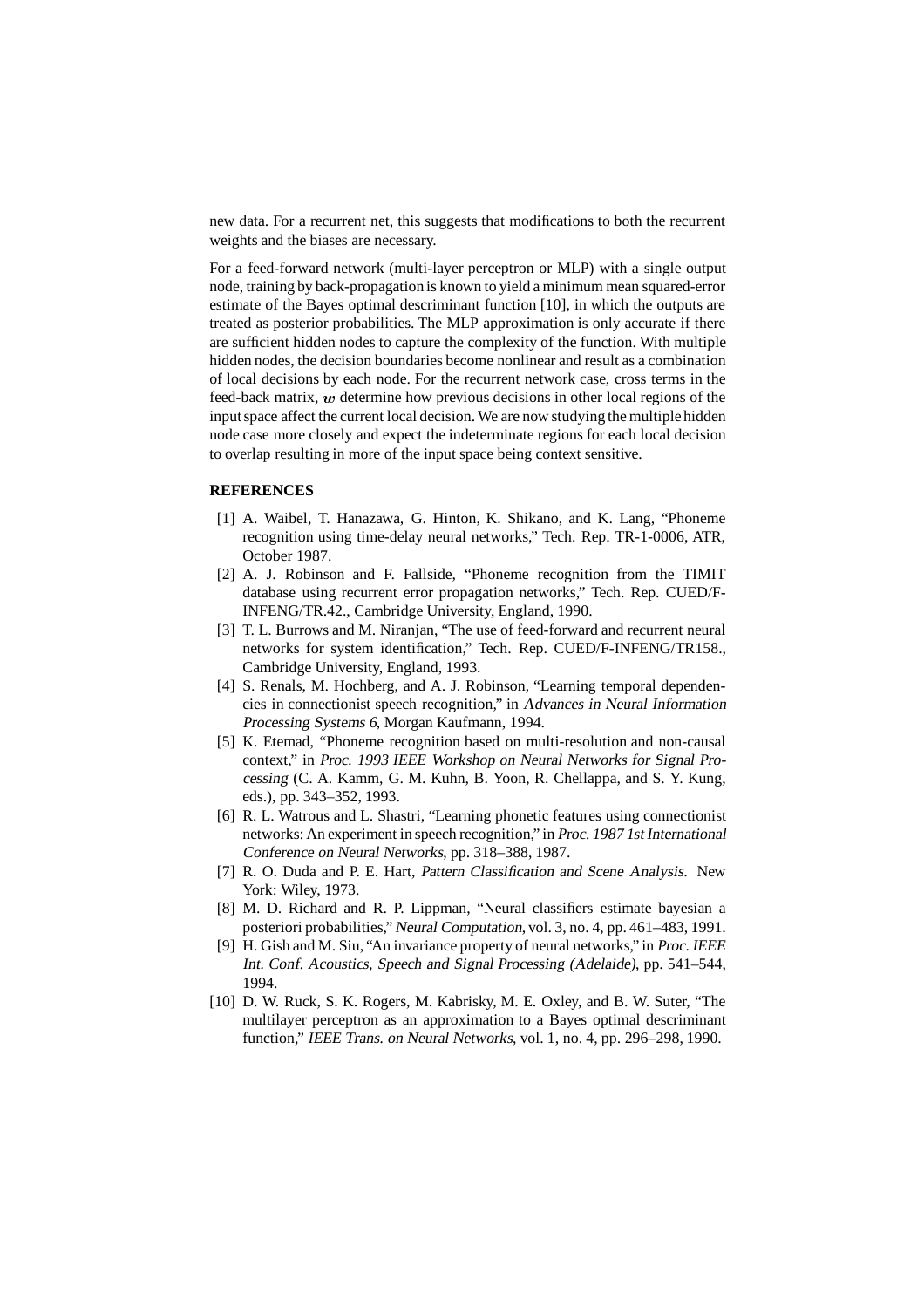new data. For a recurrent net, this suggests that modifications to both the recurrent weights and the biases are necessary.

For a feed-forward network (multi-layer perceptron or MLP) with a single output node, training by back-propagation is known to yield a minimum mean squared-error estimate of the Bayes optimal descriminant function [10], in which the outputs are treated as posterior probabilities. The MLP approximation is only accurate if there are sufficient hidden nodes to capture the complexity of the function. With multiple hidden nodes, the decision boundaries become nonlinear and result as a combination of local decisions by each node. For the recurrent network case, cross terms in the feed-back matrix, $\boldsymbol{w}$ determine how previous decisions in other local regions of the input space affect the current local decision. We are now studying the multiple hidden node case more closely and expect the indeterminate regions for each local decision to overlap resulting in more of the input space being context sensitive.

## REFERENCES

[1] A. Waibel, T. Hanazawa, G. Hinton, K. Shikano, and K. Lang, "Phoneme recognition using time-delay neural networks," Tech. Rep. TR-1-0006, ATR, October 1987.

[2] A. J. Robinson and F. Fallside, "Phoneme recognition from the TIMIT database using recurrent error propagation networks," Tech. Rep. CUED/F-INFENG/TR.42., Cambridge University, England, 1990.

[3] T. L. Burrows and M. Niranjan, "The use of feed-forward and recurrent neural networks for system identification," Tech. Rep. CUED/F-INFENG/TR158., Cambridge University, England, 1993.

[4] S. Renals, M. Hochberg, and A. J. Robinson, "Learning temporal dependencies in connectionist speech recognition," in *Advances in Neural Information Processing Systems 6*, Morgan Kaufmann, 1994.

[5] K. Etemad, "Phoneme recognition based on multi-resolution and non-causal context," in *Proc. 1993 IEEE Workshop on Neural Networks for Signal Processing* (C. A. Kamm, G. M. Kuhn, B. Yoon, R. Chellappa, and S. Y. Kung, eds.), pp. 343–352, 1993.

[6] R. L. Watrous and L. Shastri, "Learning phonetic features using connectionist networks: An experiment in speech recognition," in *Proc. 1987 1st International Conference on Neural Networks*, pp. 318–388, 1987.

[7] R. O. Duda and P. E. Hart, *Pattern Classification and Scene Analysis*. New York: Wiley, 1973.

[8] M. D. Richard and R. P. Lippman, "Neural classifiers estimate bayesian a posteriori probabilities," *Neural Computation*, vol. 3, no. 4, pp. 461–483, 1991.

[9] H. Gish and M. Siu, "An invariance property of neural networks," in *Proc. IEEE Int. Conf. Acoustics, Speech and Signal Processing (Adelaide)*, pp. 541–544, 1994.

[10] D. W. Ruck, S. K. Rogers, M. Kabrisky, M. E. Oxley, and B. W. Suter, "The multilayer perceptron as an approximation to a Bayes optimal descriminant function," *IEEE Trans. on Neural Networks*, vol. 1, no. 4, pp. 296–298, 1990.